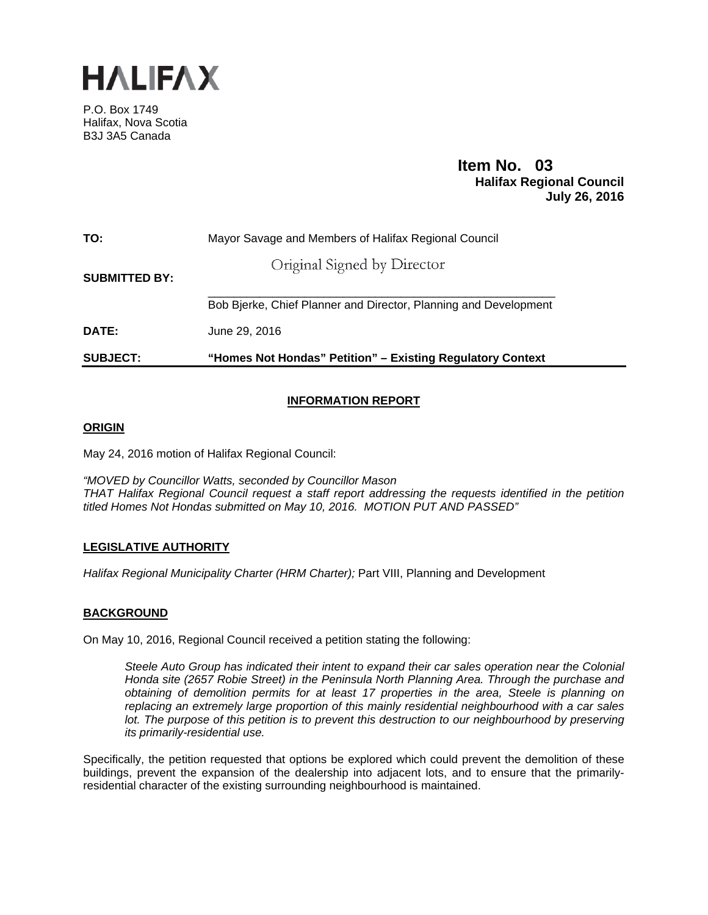# HALIFAX

P.O. Box 1749
Halifax, Nova Scotia
B3J 3A5 Canada

**Item No. 03**
**Halifax Regional Council**
**July 26, 2016**

**TO:** Mayor Savage and Members of Halifax Regional Council

**SUBMITTED BY:** Original Signed by Director

Bob Bjerke, Chief Planner and Director, Planning and Development

**DATE:** June 29, 2016

**SUBJECT: "Homes Not Hondas" Petition – Existing Regulatory Context**

## INFORMATION REPORT

### ORIGIN

May 24, 2016 motion of Halifax Regional Council:

*"MOVED by Councillor Watts, seconded by Councillor Mason*
*THAT Halifax Regional Council request a staff report addressing the requests identified in the petition titled Homes Not Hondas submitted on May 10, 2016. MOTION PUT AND PASSED"*

### LEGISLATIVE AUTHORITY

*Halifax Regional Municipality Charter (HRM Charter);* Part VIII, Planning and Development

### BACKGROUND

On May 10, 2016, Regional Council received a petition stating the following:

> *Steele Auto Group has indicated their intent to expand their car sales operation near the Colonial Honda site (2657 Robie Street) in the Peninsula North Planning Area. Through the purchase and obtaining of demolition permits for at least 17 properties in the area, Steele is planning on replacing an extremely large proportion of this mainly residential neighbourhood with a car sales lot. The purpose of this petition is to prevent this destruction to our neighbourhood by preserving its primarily-residential use.*

Specifically, the petition requested that options be explored which could prevent the demolition of these buildings, prevent the expansion of the dealership into adjacent lots, and to ensure that the primarily-residential character of the existing surrounding neighbourhood is maintained.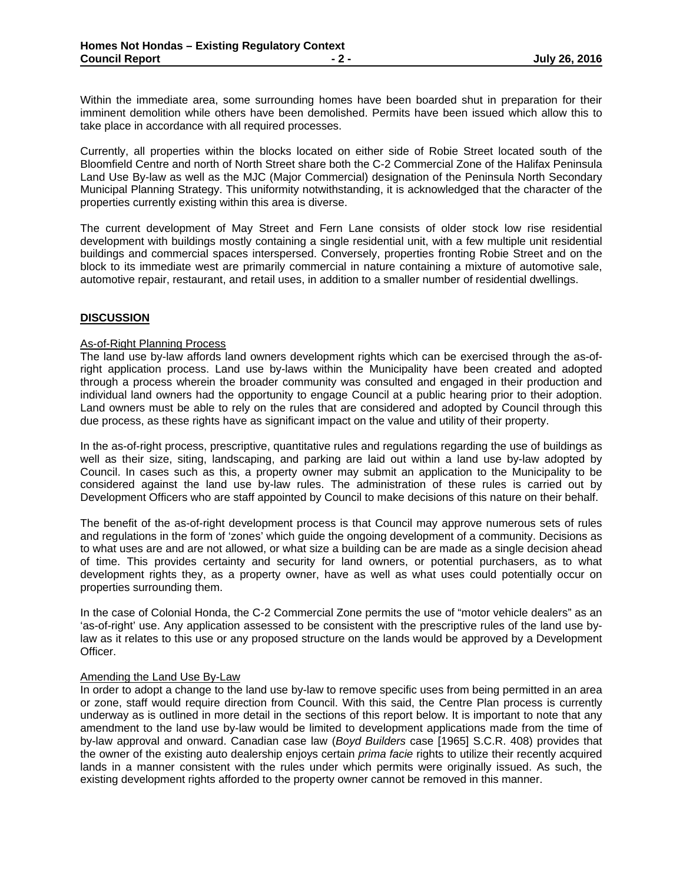Within the immediate area, some surrounding homes have been boarded shut in preparation for their imminent demolition while others have been demolished. Permits have been issued which allow this to take place in accordance with all required processes.

Currently, all properties within the blocks located on either side of Robie Street located south of the Bloomfield Centre and north of North Street share both the C-2 Commercial Zone of the Halifax Peninsula Land Use By-law as well as the MJC (Major Commercial) designation of the Peninsula North Secondary Municipal Planning Strategy. This uniformity notwithstanding, it is acknowledged that the character of the properties currently existing within this area is diverse.

The current development of May Street and Fern Lane consists of older stock low rise residential development with buildings mostly containing a single residential unit, with a few multiple unit residential buildings and commercial spaces interspersed. Conversely, properties fronting Robie Street and on the block to its immediate west are primarily commercial in nature containing a mixture of automotive sale, automotive repair, restaurant, and retail uses, in addition to a smaller number of residential dwellings.

## DISCUSSION

### As-of-Right Planning Process

The land use by-law affords land owners development rights which can be exercised through the as-of-right application process. Land use by-laws within the Municipality have been created and adopted through a process wherein the broader community was consulted and engaged in their production and individual land owners had the opportunity to engage Council at a public hearing prior to their adoption. Land owners must be able to rely on the rules that are considered and adopted by Council through this due process, as these rights have as significant impact on the value and utility of their property.

In the as-of-right process, prescriptive, quantitative rules and regulations regarding the use of buildings as well as their size, siting, landscaping, and parking are laid out within a land use by-law adopted by Council. In cases such as this, a property owner may submit an application to the Municipality to be considered against the land use by-law rules. The administration of these rules is carried out by Development Officers who are staff appointed by Council to make decisions of this nature on their behalf.

The benefit of the as-of-right development process is that Council may approve numerous sets of rules and regulations in the form of 'zones' which guide the ongoing development of a community. Decisions as to what uses are and are not allowed, or what size a building can be are made as a single decision ahead of time. This provides certainty and security for land owners, or potential purchasers, as to what development rights they, as a property owner, have as well as what uses could potentially occur on properties surrounding them.

In the case of Colonial Honda, the C-2 Commercial Zone permits the use of "motor vehicle dealers" as an 'as-of-right' use. Any application assessed to be consistent with the prescriptive rules of the land use by-law as it relates to this use or any proposed structure on the lands would be approved by a Development Officer.

### Amending the Land Use By-Law

In order to adopt a change to the land use by-law to remove specific uses from being permitted in an area or zone, staff would require direction from Council. With this said, the Centre Plan process is currently underway as is outlined in more detail in the sections of this report below. It is important to note that any amendment to the land use by-law would be limited to development applications made from the time of by-law approval and onward. Canadian case law (*Boyd Builders* case [1965] S.C.R. 408) provides that the owner of the existing auto dealership enjoys certain *prima facie* rights to utilize their recently acquired lands in a manner consistent with the rules under which permits were originally issued. As such, the existing development rights afforded to the property owner cannot be removed in this manner.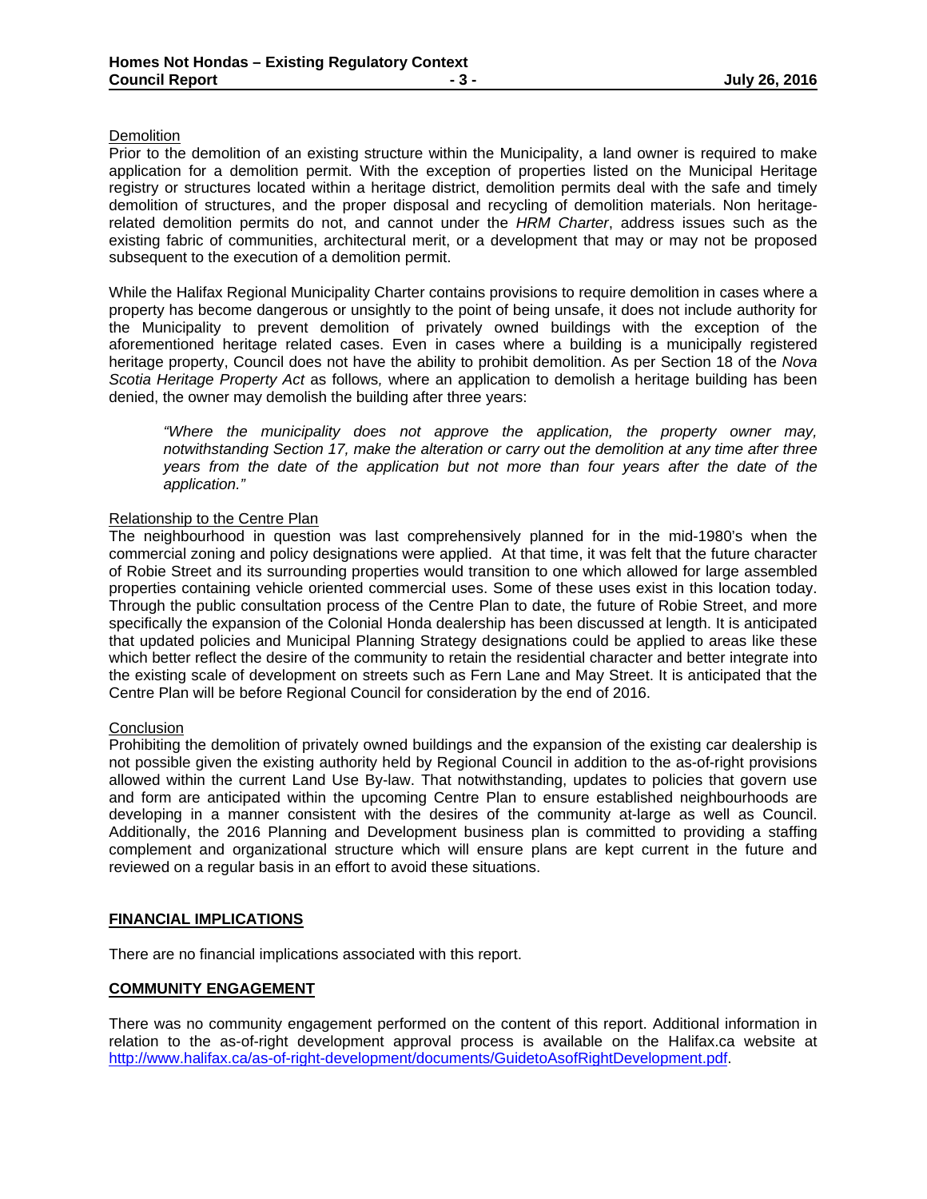Demolition

Prior to the demolition of an existing structure within the Municipality, a land owner is required to make application for a demolition permit. With the exception of properties listed on the Municipal Heritage registry or structures located within a heritage district, demolition permits deal with the safe and timely demolition of structures, and the proper disposal and recycling of demolition materials. Non heritage-related demolition permits do not, and cannot under the *HRM Charter*, address issues such as the existing fabric of communities, architectural merit, or a development that may or may not be proposed subsequent to the execution of a demolition permit.

While the Halifax Regional Municipality Charter contains provisions to require demolition in cases where a property has become dangerous or unsightly to the point of being unsafe, it does not include authority for the Municipality to prevent demolition of privately owned buildings with the exception of the aforementioned heritage related cases. Even in cases where a building is a municipally registered heritage property, Council does not have the ability to prohibit demolition. As per Section 18 of the *Nova Scotia Heritage Property Act* as follows, where an application to demolish a heritage building has been denied, the owner may demolish the building after three years:

> *"Where the municipality does not approve the application, the property owner may, notwithstanding Section 17, make the alteration or carry out the demolition at any time after three years from the date of the application but not more than four years after the date of the application."*

Relationship to the Centre Plan

The neighbourhood in question was last comprehensively planned for in the mid-1980's when the commercial zoning and policy designations were applied. At that time, it was felt that the future character of Robie Street and its surrounding properties would transition to one which allowed for large assembled properties containing vehicle oriented commercial uses. Some of these uses exist in this location today. Through the public consultation process of the Centre Plan to date, the future of Robie Street, and more specifically the expansion of the Colonial Honda dealership has been discussed at length. It is anticipated that updated policies and Municipal Planning Strategy designations could be applied to areas like these which better reflect the desire of the community to retain the residential character and better integrate into the existing scale of development on streets such as Fern Lane and May Street. It is anticipated that the Centre Plan will be before Regional Council for consideration by the end of 2016.

Conclusion

Prohibiting the demolition of privately owned buildings and the expansion of the existing car dealership is not possible given the existing authority held by Regional Council in addition to the as-of-right provisions allowed within the current Land Use By-law. That notwithstanding, updates to policies that govern use and form are anticipated within the upcoming Centre Plan to ensure established neighbourhoods are developing in a manner consistent with the desires of the community at-large as well as Council. Additionally, the 2016 Planning and Development business plan is committed to providing a staffing complement and organizational structure which will ensure plans are kept current in the future and reviewed on a regular basis in an effort to avoid these situations.

## FINANCIAL IMPLICATIONS

There are no financial implications associated with this report.

## COMMUNITY ENGAGEMENT

There was no community engagement performed on the content of this report. Additional information in relation to the as-of-right development approval process is available on the Halifax.ca website at http://www.halifax.ca/as-of-right-development/documents/GuidetoAsofRightDevelopment.pdf.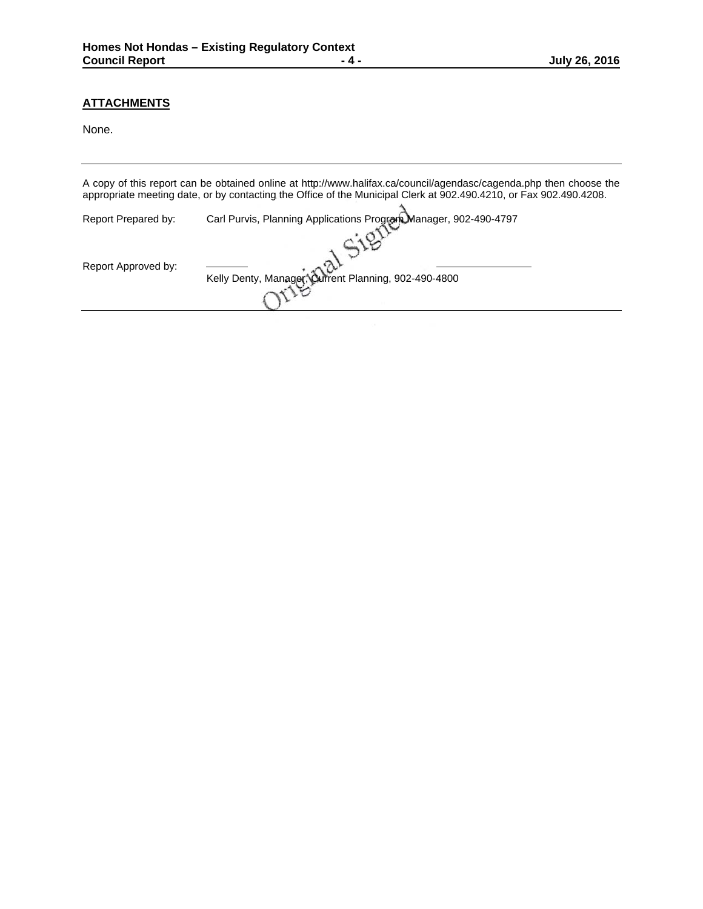## ATTACHMENTS

None.

---

A copy of this report can be obtained online at http://www.halifax.ca/council/agendasc/cagenda.php then choose the appropriate meeting date, or by contacting the Office of the Municipal Clerk at 902.490.4210, or Fax 902.490.4208.

Report Prepared by: Carl Purvis, Planning Applications Program Manager, 902-490-4797

Report Approved by: Original Signed

Kelly Denty, Manager, Current Planning, 902-490-4800

---